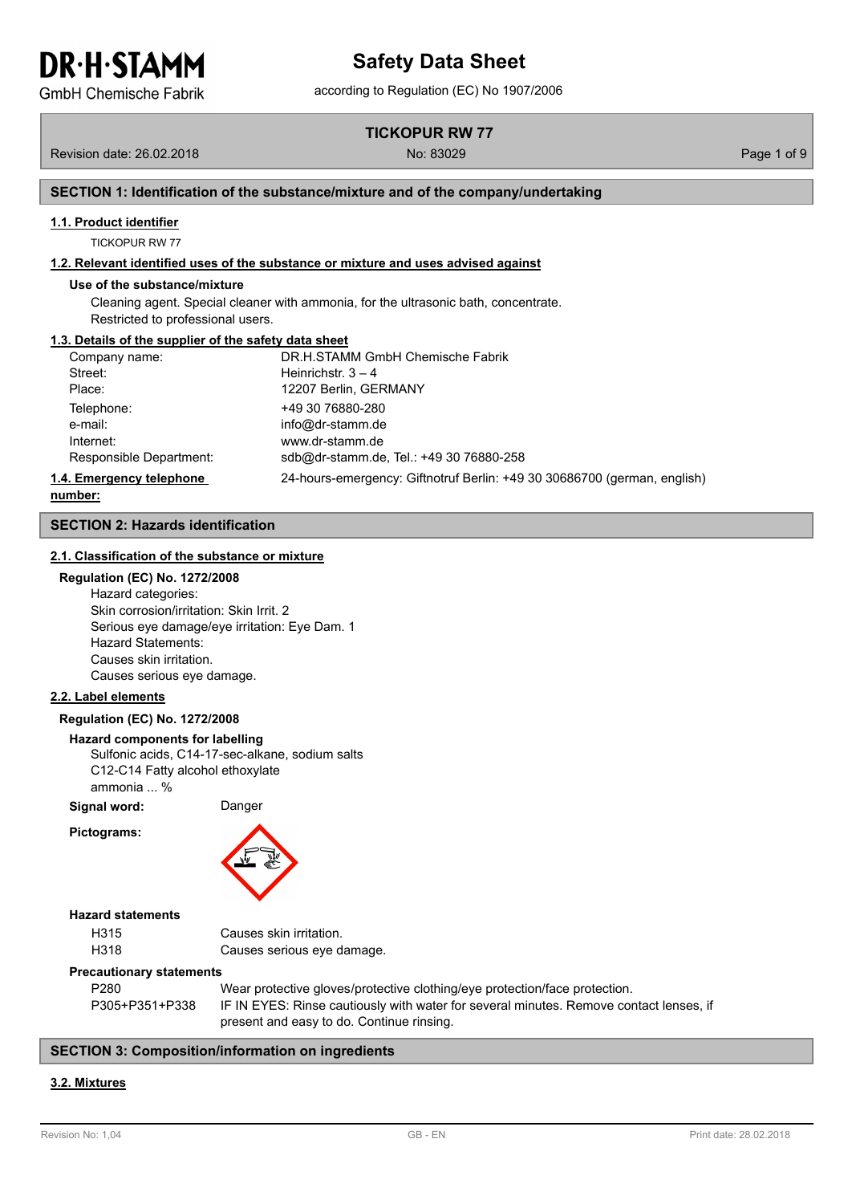# Safety Data Sheet

according to Regulation (EC) No 1907/2006

**TICKOPUR RW 77**

Revision date: 26.02.2018 | No: 83029

## SECTION 1: Identification of the substance/mixture and of the company/undertaking

### 1.1. Product identifier

TICKOPUR RW 77

### 1.2. Relevant identified uses of the substance or mixture and uses advised against

**Use of the substance/mixture**

Cleaning agent. Special cleaner with ammonia, for the ultrasonic bath, concentrate.
Restricted to professional users.

### 1.3. Details of the supplier of the safety data sheet

| | |
|---|---|
| Company name: | DR.H.STAMM GmbH Chemische Fabrik |
| Street: | Heinrichstr. 3 – 4 |
| Place: | 12207 Berlin, GERMANY |
| Telephone: | +49 30 76880-280 |
| e-mail: | info@dr-stamm.de |
| Internet: | www.dr-stamm.de |
| Responsible Department: | sdb@dr-stamm.de, Tel.: +49 30 76880-258 |

### 1.4. Emergency telephone number:

24-hours-emergency: Giftnotruf Berlin: +49 30 30686700 (german, english)

## SECTION 2: Hazards identification

### 2.1. Classification of the substance or mixture

**Regulation (EC) No. 1272/2008**

Hazard categories:
Skin corrosion/irritation: Skin Irrit. 2
Serious eye damage/eye irritation: Eye Dam. 1
Hazard Statements:
Causes skin irritation.
Causes serious eye damage.

### 2.2. Label elements

**Regulation (EC) No. 1272/2008**

**Hazard components for labelling**

Sulfonic acids, C14-17-sec-alkane, sodium salts
C12-C14 Fatty alcohol ethoxylate
ammonia ... %

**Signal word:** Danger

**Pictograms:**

**Hazard statements**

| | |
|---|---|
| H315 | Causes skin irritation. |
| H318 | Causes serious eye damage. |

**Precautionary statements**

| | |
|---|---|
| P280 | Wear protective gloves/protective clothing/eye protection/face protection. |
| P305+P351+P338 | IF IN EYES: Rinse cautiously with water for several minutes. Remove contact lenses, if present and easy to do. Continue rinsing. |

## SECTION 3: Composition/information on ingredients

### 3.2. Mixtures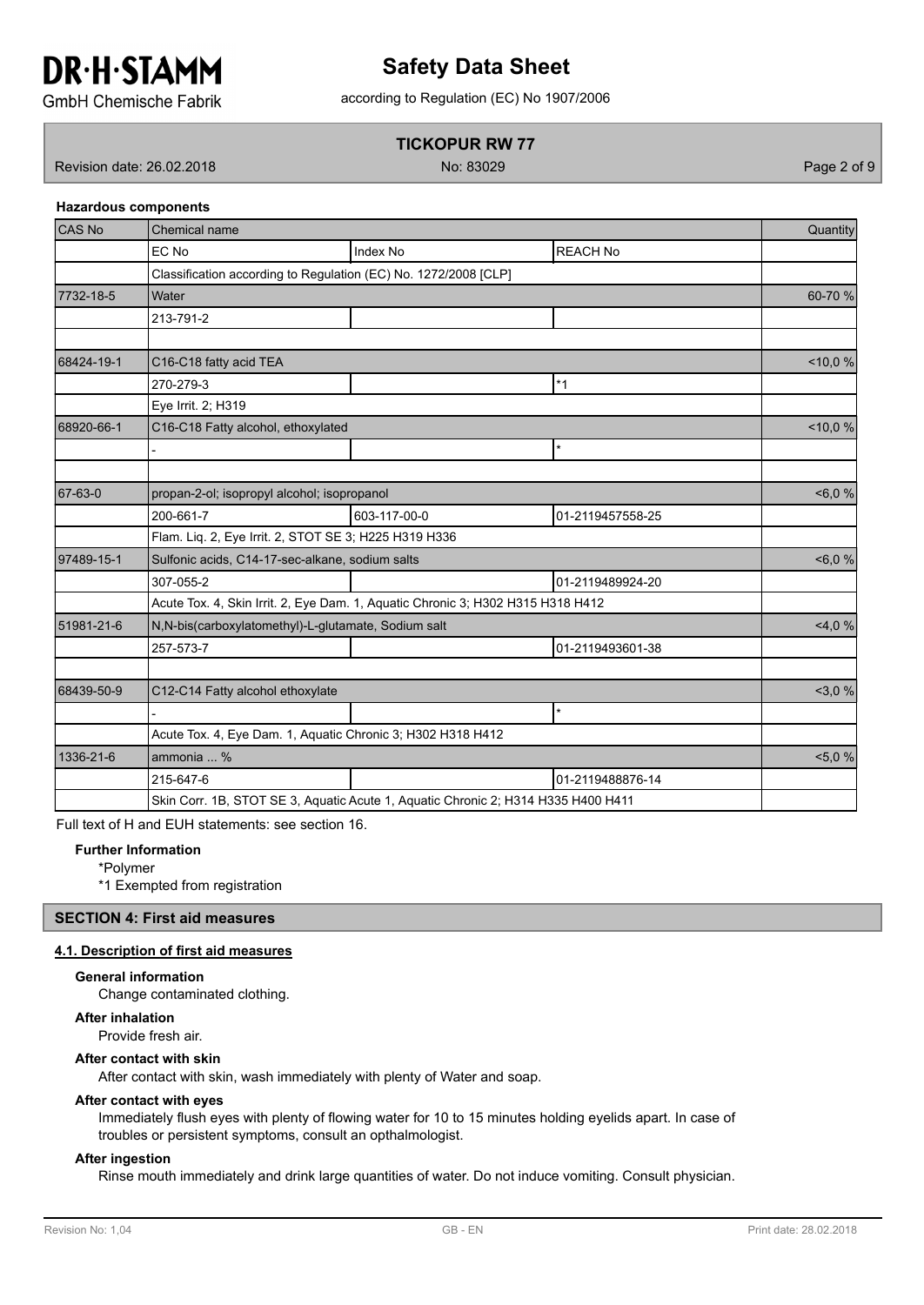**Hazardous components**

| CAS No | Chemical name | | | Quantity |
|---|---|---|---|---|
| | EC No | Index No | REACH No | |
| | Classification according to Regulation (EC) No. 1272/2008 [CLP] | | | |
| 7732-18-5 | Water | | | 60-70 % |
| | 213-791-2 | | | |
| | | | | |
| 68424-19-1 | C16-C18 fatty acid TEA | | | <10,0 % |
| | 270-279-3 | | *1 | |
| | Eye Irrit. 2; H319 | | | |
| 68920-66-1 | C16-C18 Fatty alcohol, ethoxylated | | | <10,0 % |
| | - | | * | |
| | | | | |
| 67-63-0 | propan-2-ol; isopropyl alcohol; isopropanol | | | <6,0 % |
| | 200-661-7 | 603-117-00-0 | 01-2119457558-25 | |
| | Flam. Liq. 2, Eye Irrit. 2, STOT SE 3; H225 H319 H336 | | | |
| 97489-15-1 | Sulfonic acids, C14-17-sec-alkane, sodium salts | | | <6,0 % |
| | 307-055-2 | | 01-2119489924-20 | |
| | Acute Tox. 4, Skin Irrit. 2, Eye Dam. 1, Aquatic Chronic 3; H302 H315 H318 H412 | | | |
| 51981-21-6 | N,N-bis(carboxylatomethyl)-L-glutamate, Sodium salt | | | <4,0 % |
| | 257-573-7 | | 01-2119493601-38 | |
| | | | | |
| 68439-50-9 | C12-C14 Fatty alcohol ethoxylate | | | <3,0 % |
| | - | | * | |
| | Acute Tox. 4, Eye Dam. 1, Aquatic Chronic 3; H302 H318 H412 | | | |
| 1336-21-6 | ammonia ... % | | | <5,0 % |
| | 215-647-6 | | 01-2119488876-14 | |
| | Skin Corr. 1B, STOT SE 3, Aquatic Acute 1, Aquatic Chronic 2; H314 H335 H400 H411 | | | |

Full text of H and EUH statements: see section 16.

**Further Information**

*Polymer

*1 Exempted from registration

## SECTION 4: First aid measures

### 4.1. Description of first aid measures

**General information**

Change contaminated clothing.

**After inhalation**

Provide fresh air.

**After contact with skin**

After contact with skin, wash immediately with plenty of Water and soap.

**After contact with eyes**

Immediately flush eyes with plenty of flowing water for 10 to 15 minutes holding eyelids apart. In case of troubles or persistent symptoms, consult an opthalmologist.

**After ingestion**

Rinse mouth immediately and drink large quantities of water. Do not induce vomiting. Consult physician.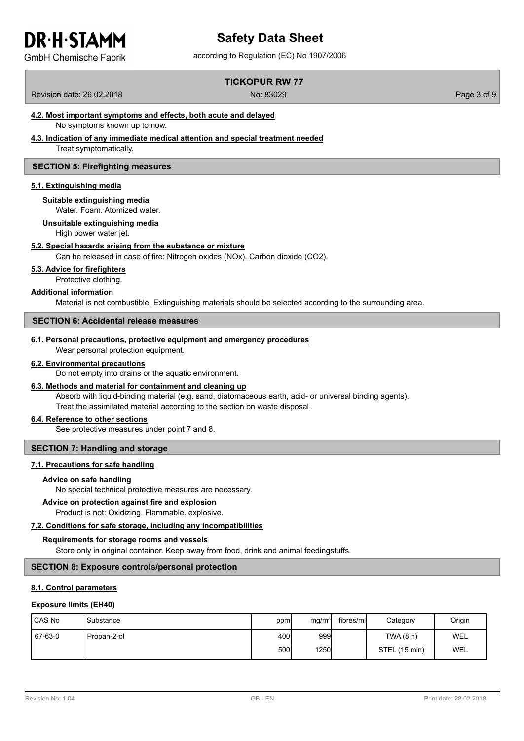#### 4.2. Most important symptoms and effects, both acute and delayed

No symptoms known up to now.

#### 4.3. Indication of any immediate medical attention and special treatment needed

Treat symptomatically.

## SECTION 5: Firefighting measures

#### 5.1. Extinguishing media

**Suitable extinguishing media**

Water. Foam. Atomized water.

**Unsuitable extinguishing media**

High power water jet.

#### 5.2. Special hazards arising from the substance or mixture

Can be released in case of fire: Nitrogen oxides (NOx). Carbon dioxide ($CO_2$).

#### 5.3. Advice for firefighters

Protective clothing.

**Additional information**

Material is not combustible. Extinguishing materials should be selected according to the surrounding area.

## SECTION 6: Accidental release measures

#### 6.1. Personal precautions, protective equipment and emergency procedures

Wear personal protection equipment.

#### 6.2. Environmental precautions

Do not empty into drains or the aquatic environment.

#### 6.3. Methods and material for containment and cleaning up

Absorb with liquid-binding material (e.g. sand, diatomaceous earth, acid- or universal binding agents).
Treat the assimilated material according to the section on waste disposal.

#### 6.4. Reference to other sections

See protective measures under point 7 and 8.

## SECTION 7: Handling and storage

#### 7.1. Precautions for safe handling

**Advice on safe handling**

No special technical protective measures are necessary.

**Advice on protection against fire and explosion**

Product is not: Oxidizing. Flammable. explosive.

#### 7.2. Conditions for safe storage, including any incompatibilities

**Requirements for storage rooms and vessels**

Store only in original container. Keep away from food, drink and animal feedingstuffs.

## SECTION 8: Exposure controls/personal protection

#### 8.1. Control parameters

**Exposure limits (EH40)**

| CAS No | Substance | ppm | mg/m³ | fibres/ml | Category | Origin |
|---|---|---|---|---|---|---|
| 67-63-0 | Propan-2-ol | 400 | 999 | | TWA (8 h) | WEL |
| | | 500 | 1250 | | STEL (15 min) | WEL |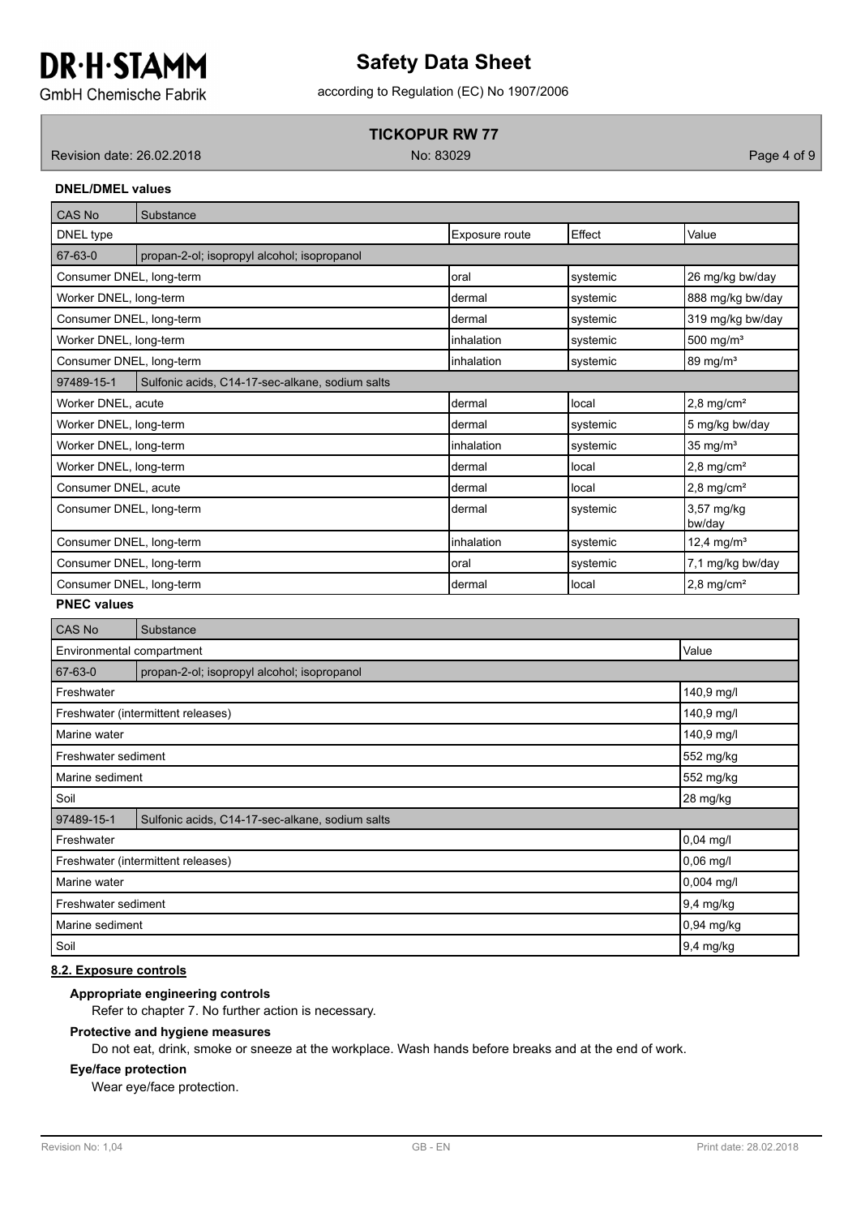**DNEL/DMEL values**

| CAS No | Substance | | | |
|---|---|---|---|---|
| DNEL type | | Exposure route | Effect | Value |
| 67-63-0 | propan-2-ol; isopropyl alcohol; isopropanol | | | |
| Consumer DNEL, long-term | | oral | systemic | 26 mg/kg bw/day |
| Worker DNEL, long-term | | dermal | systemic | 888 mg/kg bw/day |
| Consumer DNEL, long-term | | dermal | systemic | 319 mg/kg bw/day |
| Worker DNEL, long-term | | inhalation | systemic | 500 mg/m³ |
| Consumer DNEL, long-term | | inhalation | systemic | 89 mg/m³ |
| 97489-15-1 | Sulfonic acids, C14-17-sec-alkane, sodium salts | | | |
| Worker DNEL, acute | | dermal | local | 2,8 mg/cm² |
| Worker DNEL, long-term | | dermal | systemic | 5 mg/kg bw/day |
| Worker DNEL, long-term | | inhalation | systemic | 35 mg/m³ |
| Worker DNEL, long-term | | dermal | local | 2,8 mg/cm² |
| Consumer DNEL, acute | | dermal | local | 2,8 mg/cm² |
| Consumer DNEL, long-term | | dermal | systemic | 3,57 mg/kg bw/day |
| Consumer DNEL, long-term | | inhalation | systemic | 12,4 mg/m³ |
| Consumer DNEL, long-term | | oral | systemic | 7,1 mg/kg bw/day |
| Consumer DNEL, long-term | | dermal | local | 2,8 mg/cm² |

**PNEC values**

| CAS No | Substance | |
|---|---|---|
| Environmental compartment | | Value |
| 67-63-0 | propan-2-ol; isopropyl alcohol; isopropanol | |
| Freshwater | | 140,9 mg/l |
| Freshwater (intermittent releases) | | 140,9 mg/l |
| Marine water | | 140,9 mg/l |
| Freshwater sediment | | 552 mg/kg |
| Marine sediment | | 552 mg/kg |
| Soil | | 28 mg/kg |
| 97489-15-1 | Sulfonic acids, C14-17-sec-alkane, sodium salts | |
| Freshwater | | 0,04 mg/l |
| Freshwater (intermittent releases) | | 0,06 mg/l |
| Marine water | | 0,004 mg/l |
| Freshwater sediment | | 9,4 mg/kg |
| Marine sediment | | 0,94 mg/kg |
| Soil | | 9,4 mg/kg |

## 8.2. Exposure controls

**Appropriate engineering controls**

Refer to chapter 7. No further action is necessary.

**Protective and hygiene measures**

Do not eat, drink, smoke or sneeze at the workplace. Wash hands before breaks and at the end of work.

**Eye/face protection**

Wear eye/face protection.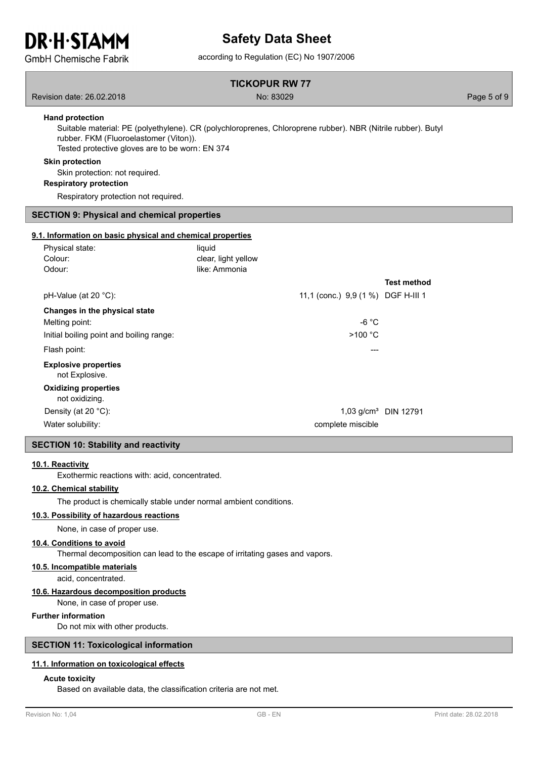#### Hand protection

Suitable material: PE (polyethylene). CR (polychloroprenes, Chloroprene rubber). NBR (Nitrile rubber). Butyl rubber. FKM (Fluoroelastomer (Viton)).
Tested protective gloves are to be worn: EN 374

#### Skin protection

Skin protection: not required.

#### Respiratory protection

Respiratory protection not required.

## SECTION 9: Physical and chemical properties

### 9.1. Information on basic physical and chemical properties

| | | |
|---|---|---|
| Physical state: | liquid | |
| Colour: | clear, light yellow | |
| Odour: | like: Ammonia | |
| | | **Test method** |
| pH-Value (at 20 °C): | 11,1 (conc.) 9,9 (1 %) | DGF H-III 1 |
| **Changes in the physical state** | | |
| Melting point: | -6 °C | |
| Initial boiling point and boiling range: | >100 °C | |
| Flash point: | --- | |
| **Explosive properties** | | |
| not Explosive. | | |
| **Oxidizing properties** | | |
| not oxidizing. | | |
| Density (at 20 °C): | 1,03 g/cm³ | DIN 12791 |
| Water solubility: | complete miscible | |

## SECTION 10: Stability and reactivity

### 10.1. Reactivity

Exothermic reactions with: acid, concentrated.

### 10.2. Chemical stability

The product is chemically stable under normal ambient conditions.

### 10.3. Possibility of hazardous reactions

None, in case of proper use.

### 10.4. Conditions to avoid

Thermal decomposition can lead to the escape of irritating gases and vapors.

### 10.5. Incompatible materials

acid, concentrated.

### 10.6. Hazardous decomposition products

None, in case of proper use.

#### Further information

Do not mix with other products.

## SECTION 11: Toxicological information

### 11.1. Information on toxicological effects

#### Acute toxicity

Based on available data, the classification criteria are not met.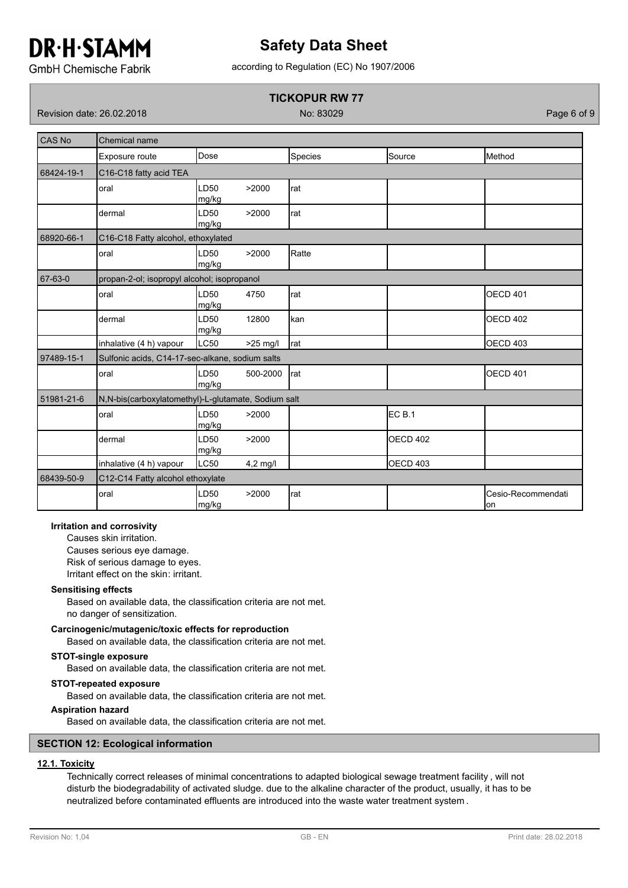| CAS No | Chemical name | | | | |
|---|---|---|---|---|---|
| | Exposure route | Dose | Species | Source | Method |
| 68424-19-1 | C16-C18 fatty acid TEA | | | | |
| | oral | LD50 >2000 mg/kg | rat | | |
| | dermal | LD50 >2000 mg/kg | rat | | |
| 68920-66-1 | C16-C18 Fatty alcohol, ethoxylated | | | | |
| | oral | LD50 >2000 mg/kg | Ratte | | |
| 67-63-0 | propan-2-ol; isopropyl alcohol; isopropanol | | | | |
| | oral | LD50 4750 mg/kg | rat | | OECD 401 |
| | dermal | LD50 12800 mg/kg | kan | | OECD 402 |
| | inhalative (4 h) vapour | LC50 >25 mg/l | rat | | OECD 403 |
| 97489-15-1 | Sulfonic acids, C14-17-sec-alkane, sodium salts | | | | |
| | oral | LD50 500-2000 mg/kg | rat | | OECD 401 |
| 51981-21-6 | N,N-bis(carboxylatomethyl)-L-glutamate, Sodium salt | | | | |
| | oral | LD50 >2000 mg/kg | | EC B.1 | |
| | dermal | LD50 >2000 mg/kg | | OECD 402 | |
| | inhalative (4 h) vapour | LC50 4,2 mg/l | | OECD 403 | |
| 68439-50-9 | C12-C14 Fatty alcohol ethoxylate | | | | |
| | oral | LD50 >2000 mg/kg | rat | | Cesio-Recommendation |

**Irritation and corrosivity**

Causes skin irritation.
Causes serious eye damage.
Risk of serious damage to eyes.
Irritant effect on the skin: irritant.

**Sensitising effects**

Based on available data, the classification criteria are not met.
no danger of sensitization.

**Carcinogenic/mutagenic/toxic effects for reproduction**

Based on available data, the classification criteria are not met.

**STOT-single exposure**

Based on available data, the classification criteria are not met.

**STOT-repeated exposure**

Based on available data, the classification criteria are not met.

**Aspiration hazard**

Based on available data, the classification criteria are not met.

## SECTION 12: Ecological information

### 12.1. Toxicity

Technically correct releases of minimal concentrations to adapted biological sewage treatment facility , will not disturb the biodegradability of activated sludge. due to the alkaline character of the product, usually, it has to be neutralized before contaminated effluents are introduced into the waste water treatment system .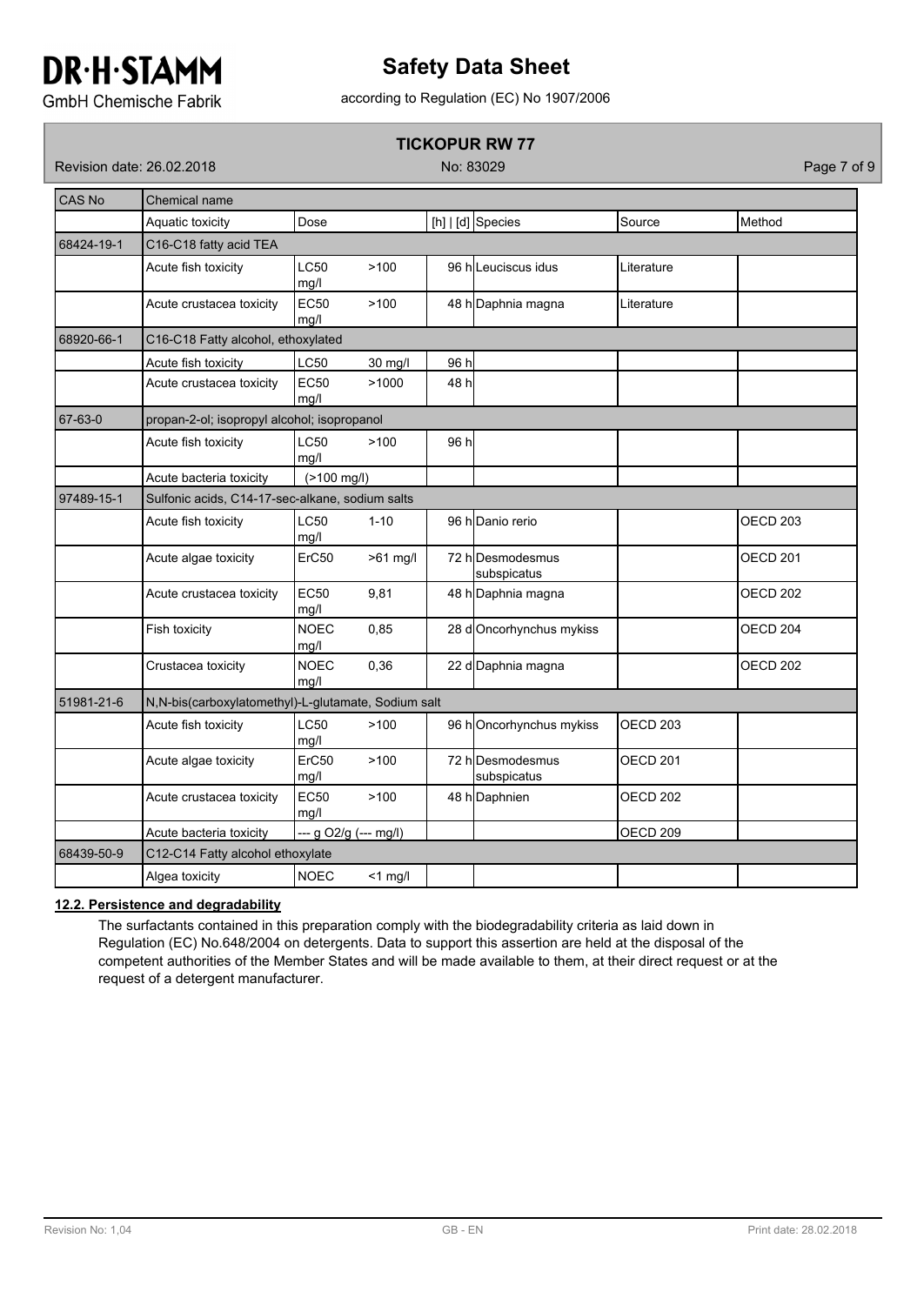| CAS No | Chemical name | | | | | |
|---|---|---|---|---|---|---|
| | Aquatic toxicity | Dose | [h] \| [d] | Species | Source | Method |
| 68424-19-1 | C16-C18 fatty acid TEA | | | | | |
| | Acute fish toxicity | LC50 >100 mg/l | 96 h | Leuciscus idus | Literature | |
| | Acute crustacea toxicity | EC50 >100 mg/l | 48 h | Daphnia magna | Literature | |
| 68920-66-1 | C16-C18 Fatty alcohol, ethoxylated | | | | | |
| | Acute fish toxicity | LC50 30 mg/l | 96 h | | | |
| | Acute crustacea toxicity | EC50 >1000 mg/l | 48 h | | | |
| 67-63-0 | propan-2-ol; isopropyl alcohol; isopropanol | | | | | |
| | Acute fish toxicity | LC50 >100 mg/l | 96 h | | | |
| | Acute bacteria toxicity | (>100 mg/l) | | | | |
| 97489-15-1 | Sulfonic acids, C14-17-sec-alkane, sodium salts | | | | | |
| | Acute fish toxicity | LC50 1-10 mg/l | 96 h | Danio rerio | | OECD 203 |
| | Acute algae toxicity | ErC50 >61 mg/l | 72 h | Desmodesmus subspicatus | | OECD 201 |
| | Acute crustacea toxicity | EC50 9,81 mg/l | 48 h | Daphnia magna | | OECD 202 |
| | Fish toxicity | NOEC 0,85 mg/l | 28 d | Oncorhynchus mykiss | | OECD 204 |
| | Crustacea toxicity | NOEC 0,36 mg/l | 22 d | Daphnia magna | | OECD 202 |
| 51981-21-6 | N,N-bis(carboxylatomethyl)-L-glutamate, Sodium salt | | | | | |
| | Acute fish toxicity | LC50 >100 mg/l | 96 h | Oncorhynchus mykiss | OECD 203 | |
| | Acute algae toxicity | ErC50 >100 mg/l | 72 h | Desmodesmus subspicatus | OECD 201 | |
| | Acute crustacea toxicity | EC50 >100 mg/l | 48 h | Daphnien | OECD 202 | |
| | Acute bacteria toxicity | --- g O2/g (--- mg/l) | | | OECD 209 | |
| 68439-50-9 | C12-C14 Fatty alcohol ethoxylate | | | | | |
| | Algea toxicity | NOEC <1 mg/l | | | | |

**12.2. Persistence and degradability**

The surfactants contained in this preparation comply with the biodegradability criteria as laid down in Regulation (EC) No.648/2004 on detergents. Data to support this assertion are held at the disposal of the competent authorities of the Member States and will be made available to them, at their direct request or at the request of a detergent manufacturer.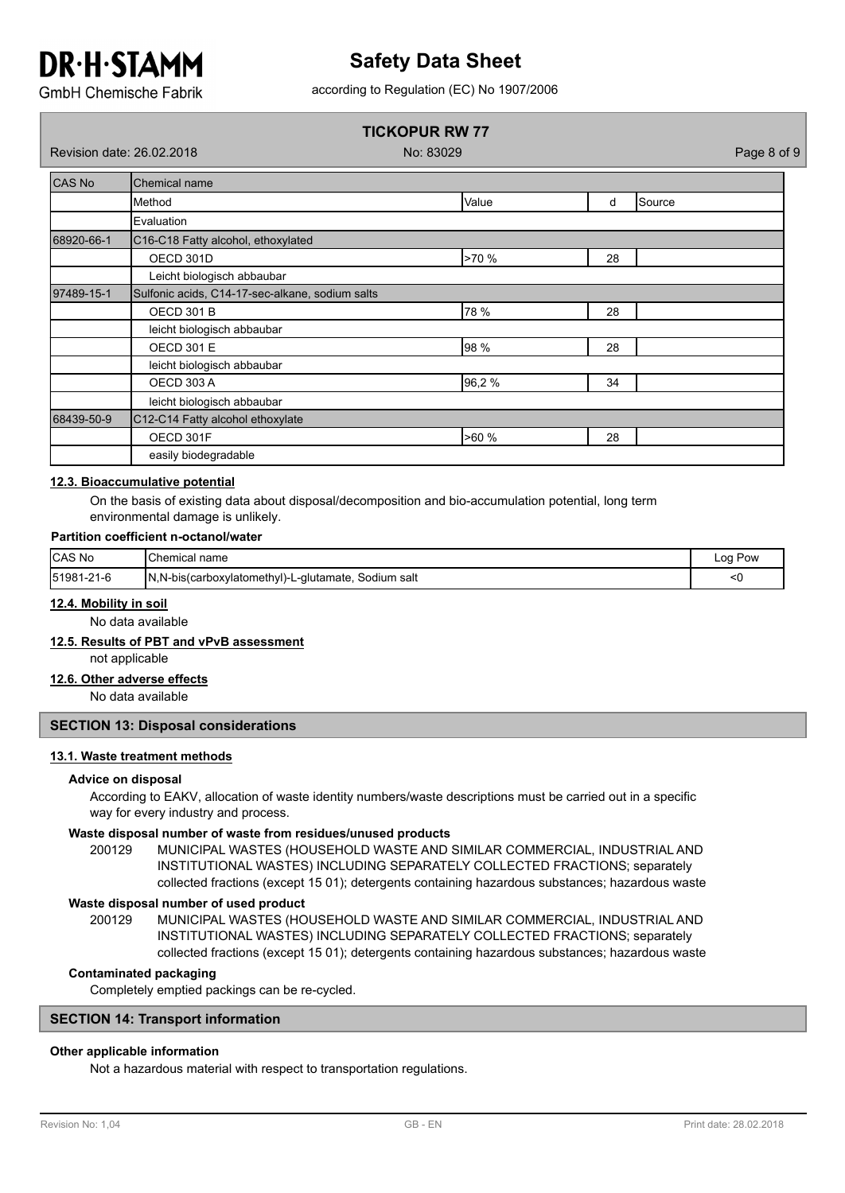| CAS No | Chemical name | | | |
|---|---|---|---|---|
| | Method | Value | d | Source |
| | Evaluation | | | |
| 68920-66-1 | C16-C18 Fatty alcohol, ethoxylated | | | |
| | OECD 301D | >70 % | 28 | |
| | Leicht biologisch abbaubar | | | |
| 97489-15-1 | Sulfonic acids, C14-17-sec-alkane, sodium salts | | | |
| | OECD 301 B | 78 % | 28 | |
| | leicht biologisch abbaubar | | | |
| | OECD 301 E | 98 % | 28 | |
| | leicht biologisch abbaubar | | | |
| | OECD 303 A | 96,2 % | 34 | |
| | leicht biologisch abbaubar | | | |
| 68439-50-9 | C12-C14 Fatty alcohol ethoxylate | | | |
| | OECD 301F | >60 % | 28 | |
| | easily biodegradable | | | |

**12.3. Bioaccumulative potential**

On the basis of existing data about disposal/decomposition and bio-accumulation potential, long term environmental damage is unlikely.

**Partition coefficient n-octanol/water**

| CAS No | Chemical name | Log Pow |
|---|---|---|
| 51981-21-6 | N,N-bis(carboxylatomethyl)-L-glutamate, Sodium salt | <0 |

**12.4. Mobility in soil**

No data available

**12.5. Results of PBT and vPvB assessment**

not applicable

**12.6. Other adverse effects**

No data available

## SECTION 13: Disposal considerations

**13.1. Waste treatment methods**

**Advice on disposal**

According to EAKV, allocation of waste identity numbers/waste descriptions must be carried out in a specific way for every industry and process.

**Waste disposal number of waste from residues/unused products**

200129 MUNICIPAL WASTES (HOUSEHOLD WASTE AND SIMILAR COMMERCIAL, INDUSTRIAL AND INSTITUTIONAL WASTES) INCLUDING SEPARATELY COLLECTED FRACTIONS; separately collected fractions (except 15 01); detergents containing hazardous substances; hazardous waste

**Waste disposal number of used product**

200129 MUNICIPAL WASTES (HOUSEHOLD WASTE AND SIMILAR COMMERCIAL, INDUSTRIAL AND INSTITUTIONAL WASTES) INCLUDING SEPARATELY COLLECTED FRACTIONS; separately collected fractions (except 15 01); detergents containing hazardous substances; hazardous waste

**Contaminated packaging**

Completely emptied packings can be re-cycled.

## SECTION 14: Transport information

**Other applicable information**

Not a hazardous material with respect to transportation regulations.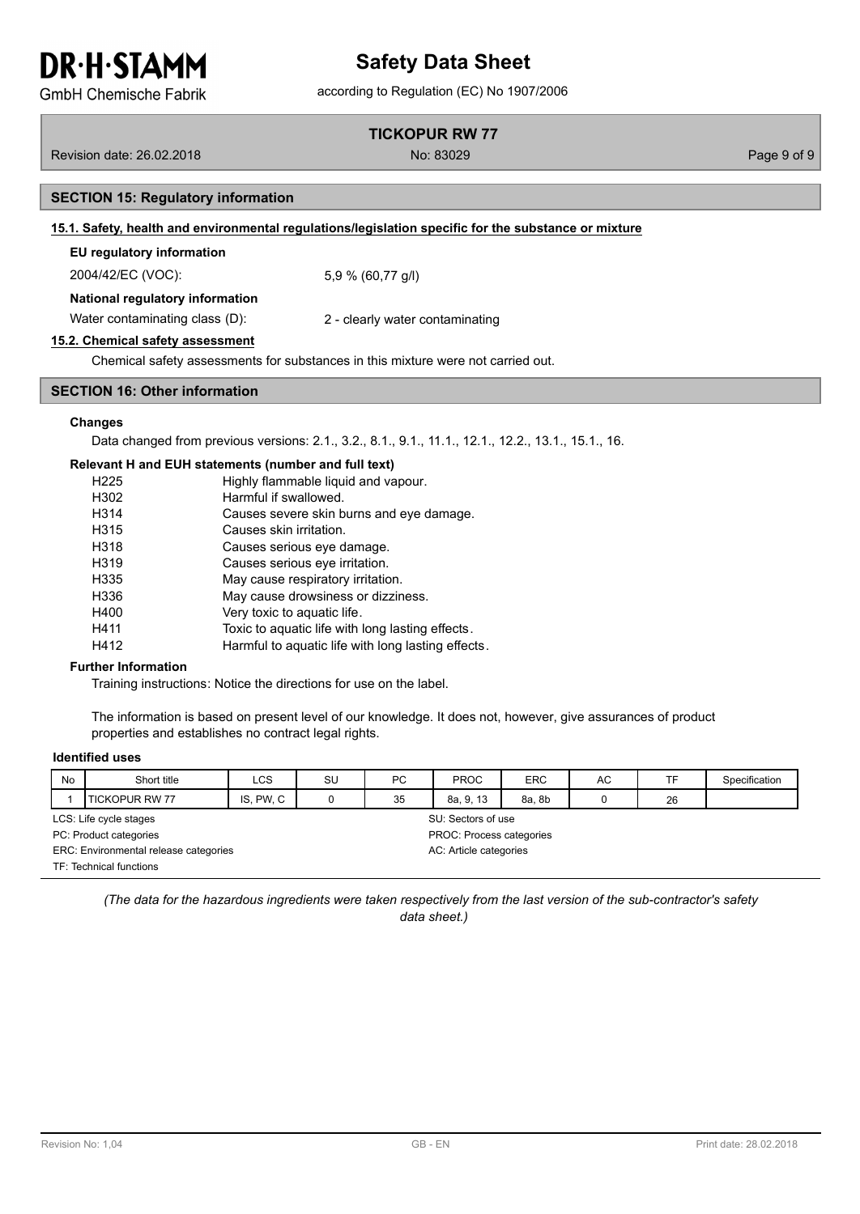## SECTION 15: Regulatory information

### 15.1. Safety, health and environmental regulations/legislation specific for the substance or mixture

**EU regulatory information**

2004/42/EC (VOC): 5,9 % (60,77 g/l)

**National regulatory information**

Water contaminating class (D): 2 - clearly water contaminating

### 15.2. Chemical safety assessment

Chemical safety assessments for substances in this mixture were not carried out.

## SECTION 16: Other information

**Changes**

Data changed from previous versions: 2.1., 3.2., 8.1., 9.1., 11.1., 12.1., 12.2., 13.1., 15.1., 16.

**Relevant H and EUH statements (number and full text)**

| | |
|---|---|
| H225 | Highly flammable liquid and vapour. |
| H302 | Harmful if swallowed. |
| H314 | Causes severe skin burns and eye damage. |
| H315 | Causes skin irritation. |
| H318 | Causes serious eye damage. |
| H319 | Causes serious eye irritation. |
| H335 | May cause respiratory irritation. |
| H336 | May cause drowsiness or dizziness. |
| H400 | Very toxic to aquatic life. |
| H411 | Toxic to aquatic life with long lasting effects. |
| H412 | Harmful to aquatic life with long lasting effects. |

**Further Information**

Training instructions: Notice the directions for use on the label.

The information is based on present level of our knowledge. It does not, however, give assurances of product properties and establishes no contract legal rights.

**Identified uses**

| No | Short title | LCS | SU | PC | PROC | ERC | AC | TF | Specification |
|---|---|---|---|---|---|---|---|---|---|
| 1 | TICKOPUR RW 77 | IS, PW, C | 0 | 35 | 8a, 9, 13 | 8a, 8b | 0 | 26 | |

LCS: Life cycle stages
SU: Sectors of use
PC: Product categories
PROC: Process categories
ERC: Environmental release categories
AC: Article categories
TF: Technical functions

*(The data for the hazardous ingredients were taken respectively from the last version of the sub-contractor's safety data sheet.)*